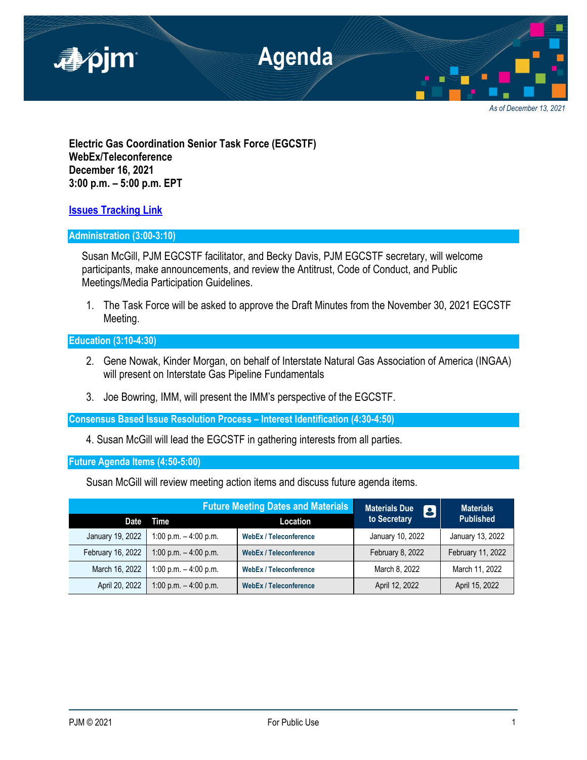# Agenda

*As of December 13, 2021*

**Electric Gas Coordination Senior Task Force (EGCSTF)**
**WebEx/Teleconference**
**December 16, 2021**
**3:00 p.m. – 5:00 p.m. EPT**

**Issues Tracking Link**

## Administration (3:00-3:10)

Susan McGill, PJM EGCSTF facilitator, and Becky Davis, PJM EGCSTF secretary, will welcome participants, make announcements, and review the Antitrust, Code of Conduct, and Public Meetings/Media Participation Guidelines.

1. The Task Force will be asked to approve the Draft Minutes from the November 30, 2021 EGCSTF Meeting.

## Education (3:10-4:30)

2. Gene Nowak, Kinder Morgan, on behalf of Interstate Natural Gas Association of America (INGAA) will present on Interstate Gas Pipeline Fundamentals
3. Joe Bowring, IMM, will present the IMM's perspective of the EGCSTF.

## Consensus Based Issue Resolution Process – Interest Identification (4:30-4:50)

4. Susan McGill will lead the EGCSTF in gathering interests from all parties.

## Future Agenda Items (4:50-5:00)

Susan McGill will review meeting action items and discuss future agenda items.

| Future Meeting Dates and Materials | | | Materials Due to Secretary | Materials Published |
|---|---|---|---|---|
| **Date** | **Time** | **Location** | | |
| January 19, 2022 | 1:00 p.m. – 4:00 p.m. | WebEx / Teleconference | January 10, 2022 | January 13, 2022 |
| February 16, 2022 | 1:00 p.m. – 4:00 p.m. | WebEx / Teleconference | February 8, 2022 | February 11, 2022 |
| March 16, 2022 | 1:00 p.m. – 4:00 p.m. | WebEx / Teleconference | March 8, 2022 | March 11, 2022 |
| April 20, 2022 | 1:00 p.m. – 4:00 p.m. | WebEx / Teleconference | April 12, 2022 | April 15, 2022 |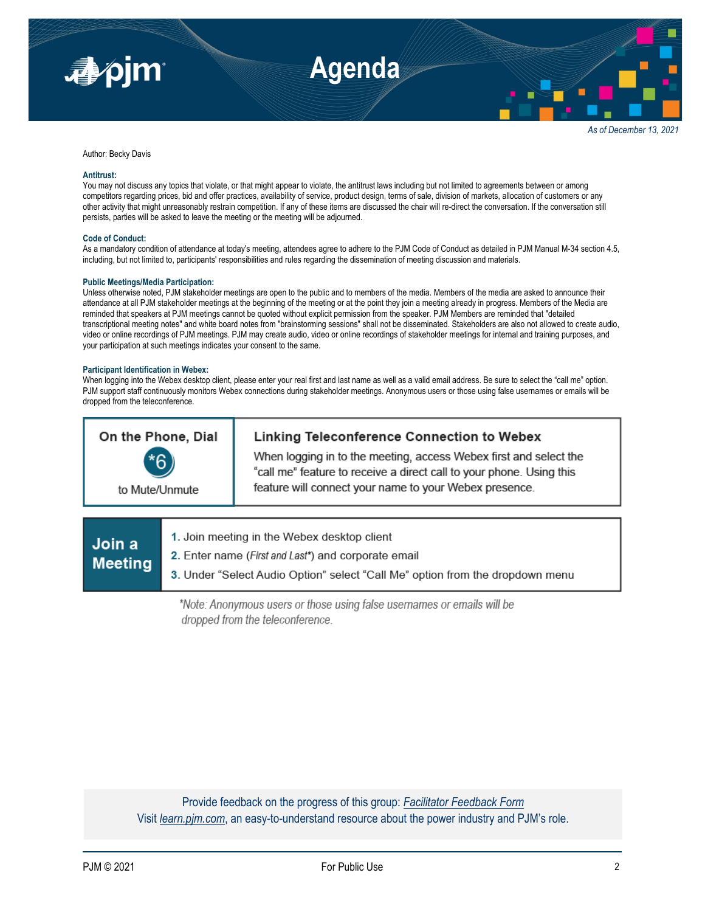# Agenda

*As of December 13, 2021*

Author: Becky Davis

**Antitrust:**
You may not discuss any topics that violate, or that might appear to violate, the antitrust laws including but not limited to agreements between or among competitors regarding prices, bid and offer practices, availability of service, product design, terms of sale, division of markets, allocation of customers or any other activity that might unreasonably restrain competition. If any of these items are discussed the chair will re-direct the conversation. If the conversation still persists, parties will be asked to leave the meeting or the meeting will be adjourned.

**Code of Conduct:**
As a mandatory condition of attendance at today's meeting, attendees agree to adhere to the PJM Code of Conduct as detailed in PJM Manual M-34 section 4.5, including, but not limited to, participants' responsibilities and rules regarding the dissemination of meeting discussion and materials.

**Public Meetings/Media Participation:**
Unless otherwise noted, PJM stakeholder meetings are open to the public and to members of the media. Members of the media are asked to announce their attendance at all PJM stakeholder meetings at the beginning of the meeting or at the point they join a meeting already in progress. Members of the Media are reminded that speakers at PJM meetings cannot be quoted without explicit permission from the speaker. PJM Members are reminded that "detailed transcriptional meeting notes" and white board notes from "brainstorming sessions" shall not be disseminated. Stakeholders are also not allowed to create audio, video or online recordings of PJM meetings. PJM may create audio, video or online recordings of stakeholder meetings for internal and training purposes, and your participation at such meetings indicates your consent to the same.

**Participant Identification in Webex:**
When logging into the Webex desktop client, please enter your real first and last name as well as a valid email address. Be sure to select the "call me" option. PJM support staff continuously monitors Webex connections during stakeholder meetings. Anonymous users or those using false usernames or emails will be dropped from the teleconference.

**On the Phone, Dial**
*6
to Mute/Unmute

**Linking Teleconference Connection to Webex**
When logging in to the meeting, access Webex first and select the "call me" feature to receive a direct call to your phone. Using this feature will connect your name to your Webex presence.

**Join a Meeting**

1. Join meeting in the Webex desktop client
2. Enter name (*First and Last**) and corporate email
3. Under "Select Audio Option" select "Call Me" option from the dropdown menu

*\*Note: Anonymous users or those using false usernames or emails will be dropped from the teleconference.*

Provide feedback on the progress of this group: *Facilitator Feedback Form*
Visit *learn.pjm.com*, an easy-to-understand resource about the power industry and PJM's role.

PJM © 2021 For Public Use